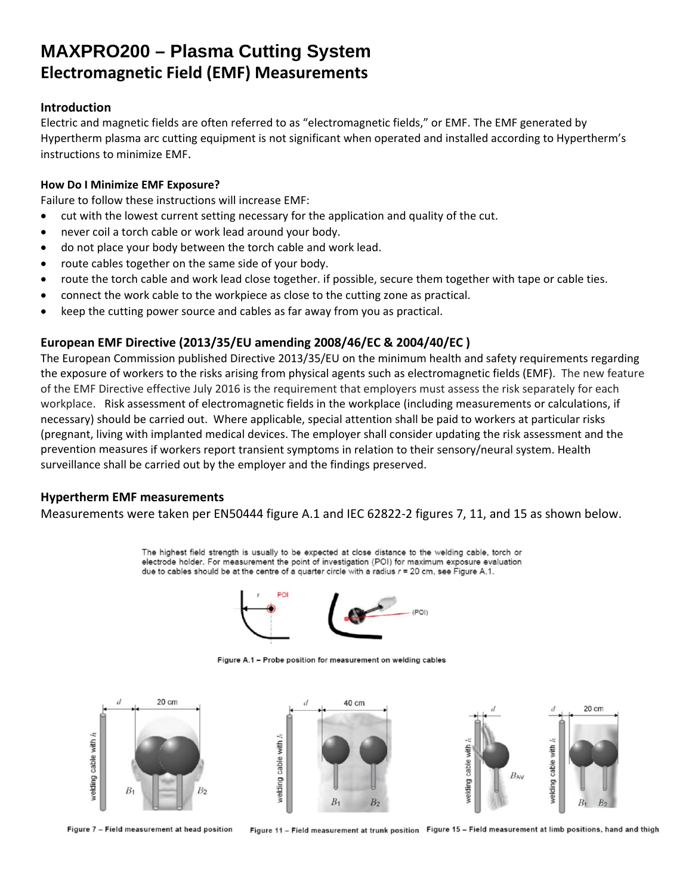# MAXPRO200 – Plasma Cutting System

## Electromagnetic Field (EMF) Measurements

### Introduction

Electric and magnetic fields are often referred to as "electromagnetic fields," or EMF. The EMF generated by Hypertherm plasma arc cutting equipment is not significant when operated and installed according to Hypertherm's instructions to minimize EMF.

#### How Do I Minimize EMF Exposure?

Failure to follow these instructions will increase EMF:

- cut with the lowest current setting necessary for the application and quality of the cut.
- never coil a torch cable or work lead around your body.
- do not place your body between the torch cable and work lead.
- route cables together on the same side of your body.
- route the torch cable and work lead close together. if possible, secure them together with tape or cable ties.
- connect the work cable to the workpiece as close to the cutting zone as practical.
- keep the cutting power source and cables as far away from you as practical.

### European EMF Directive (2013/35/EU amending 2008/46/EC & 2004/40/EC )

The European Commission published Directive 2013/35/EU on the minimum health and safety requirements regarding the exposure of workers to the risks arising from physical agents such as electromagnetic fields (EMF). The new feature of the EMF Directive effective July 2016 is the requirement that employers must assess the risk separately for each workplace. Risk assessment of electromagnetic fields in the workplace (including measurements or calculations, if necessary) should be carried out. Where applicable, special attention shall be paid to workers at particular risks (pregnant, living with implanted medical devices. The employer shall consider updating the risk assessment and the prevention measures if workers report transient symptoms in relation to their sensory/neural system. Health surveillance shall be carried out by the employer and the findings preserved.

### Hypertherm EMF measurements

Measurements were taken per EN50444 figure A.1 and IEC 62822-2 figures 7, 11, and 15 as shown below.

The highest field strength is usually to be expected at close distance to the welding cable, torch or electrode holder. For measurement the point of investigation (POI) for maximum exposure evaluation due to cables should be at the centre of a quarter circle with a radius $r = 20$ cm, see Figure A.1.

r
POI
(POI)

Figure A.1 – Probe position for measurement on welding cables

d
20 cm
welding cable with $I_t$
$B_1$
$B_2$

Figure 7 – Field measurement at head position

d
40 cm
welding cable with $I_t$
$B_1$
$B_2$

Figure 11 – Field measurement at trunk position

d
welding cable with $I_t$
$B_{AV}$
d
20 cm
welding cable with $I_t$
$B_1$
$B_2$

Figure 15 – Field measurement at limb positions, hand and thigh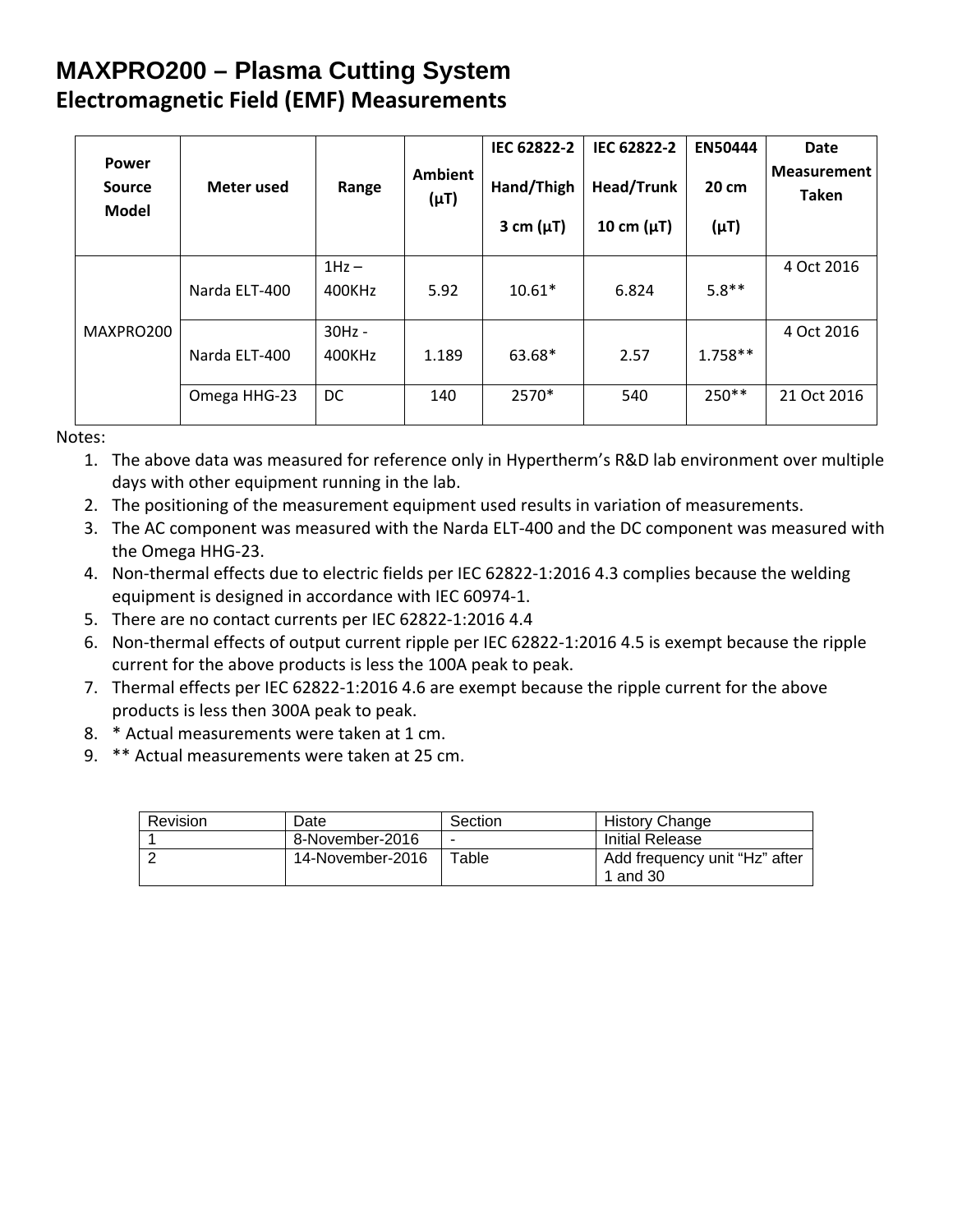# MAXPRO200 – Plasma Cutting System

## Electromagnetic Field (EMF) Measurements

| Power Source Model | Meter used | Range | Ambient (µT) | IEC 62822-2 Hand/Thigh 3 cm (µT) | IEC 62822-2 Head/Trunk 10 cm (µT) | EN50444 20 cm (µT) | Date Measurement Taken |
|---|---|---|---|---|---|---|---|
| MAXPRO200 | Narda ELT-400 | 1Hz – 400KHz | 5.92 | 10.61* | 6.824 | 5.8** | 4 Oct 2016 |
| | Narda ELT-400 | 30Hz - 400KHz | 1.189 | 63.68* | 2.57 | 1.758** | 4 Oct 2016 |
| | Omega HHG-23 | DC | 140 | 2570* | 540 | 250** | 21 Oct 2016 |

Notes:

1. The above data was measured for reference only in Hypertherm's R&D lab environment over multiple days with other equipment running in the lab.
2. The positioning of the measurement equipment used results in variation of measurements.
3. The AC component was measured with the Narda ELT-400 and the DC component was measured with the Omega HHG-23.
4. Non-thermal effects due to electric fields per IEC 62822-1:2016 4.3 complies because the welding equipment is designed in accordance with IEC 60974-1.
5. There are no contact currents per IEC 62822-1:2016 4.4
6. Non-thermal effects of output current ripple per IEC 62822-1:2016 4.5 is exempt because the ripple current for the above products is less the 100A peak to peak.
7. Thermal effects per IEC 62822-1:2016 4.6 are exempt because the ripple current for the above products is less then 300A peak to peak.
8. * Actual measurements were taken at 1 cm.
9. ** Actual measurements were taken at 25 cm.

| Revision | Date | Section | History Change |
|---|---|---|---|
| 1 | 8-November-2016 | - | Initial Release |
| 2 | 14-November-2016 | Table | Add frequency unit "Hz" after 1 and 30 |